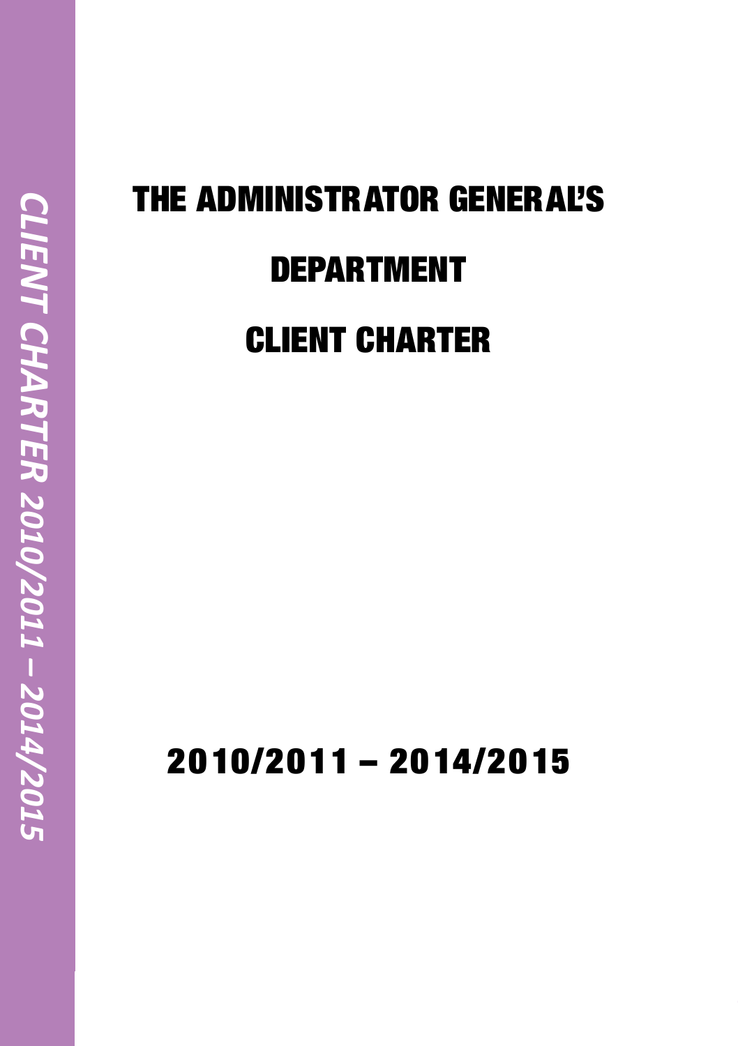# THE ADMINISTRATOR GENERAL'S DEPARTMENT

# CLIENT CHARTER

## 2010/2011 – 2014/2015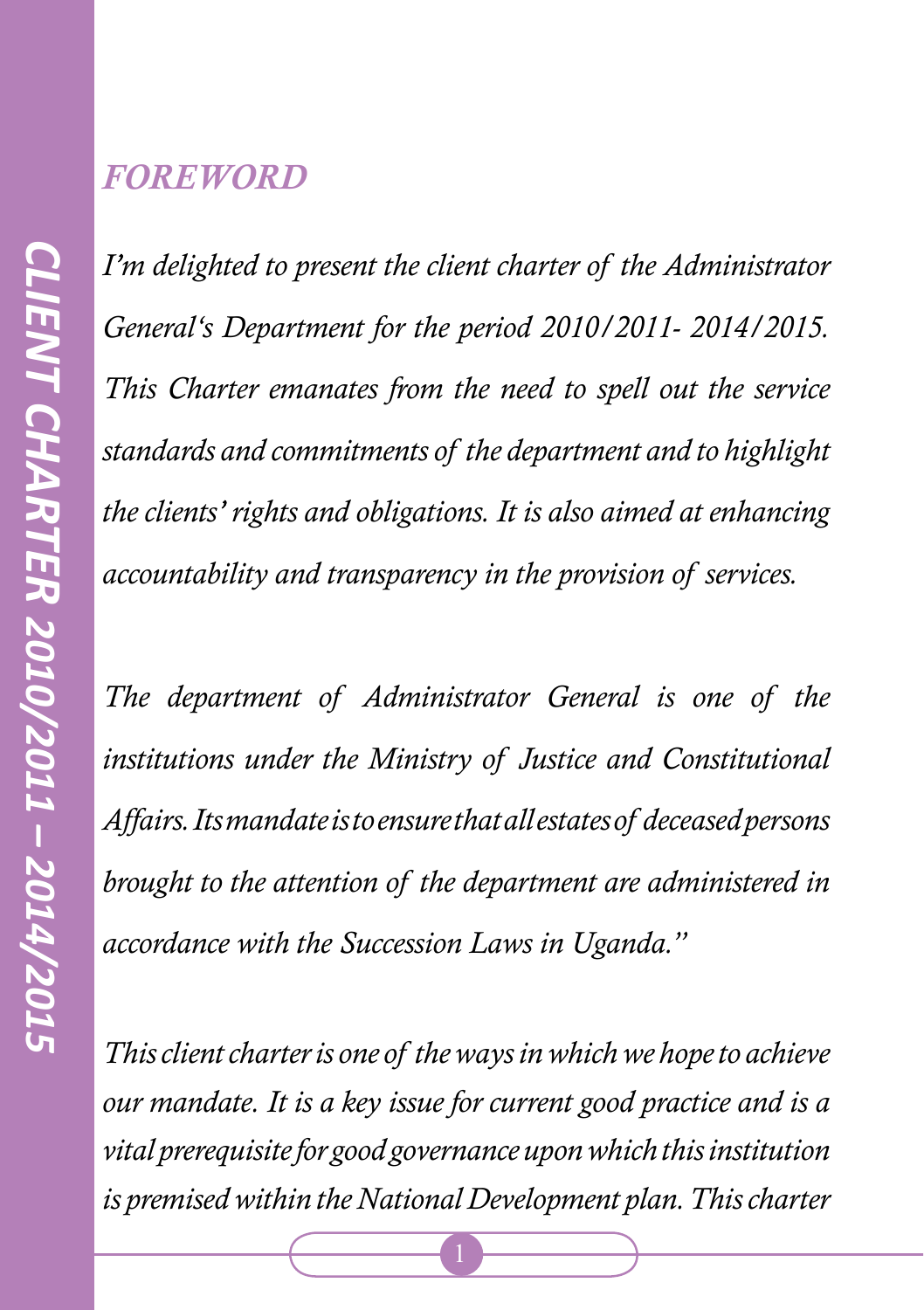## *FOREWORD*

*I'm delighted to present the client charter of the Administrator General's Department for the period 2010/2011- 2014/2015. This Charter emanates from the need to spell out the service standards and commitments of the department and to highlight the clients' rights and obligations. It is also aimed at enhancing accountability and transparency in the provision of services.*

*The department of Administrator General is one of the institutions under the Ministry of Justice and Constitutional Affairs. Its mandate is to ensure that all estates of deceased persons brought to the attention of the department are administered in accordance with the Succession Laws in Uganda."*

*This client charter is one of the ways in which we hope to achieve our mandate. It is a key issue for current good practice and is a vital prerequisite for good governance upon which this institution is premised within the National Development plan. This charter*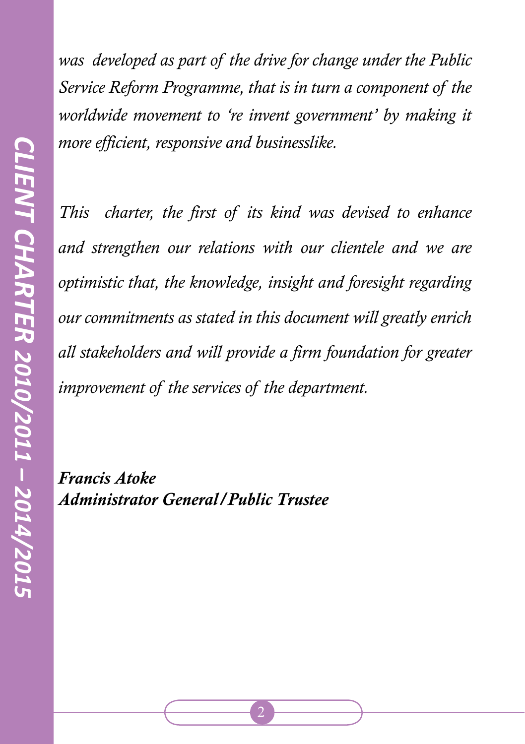*was developed as part of the drive for change under the Public Service Reform Programme, that is in turn a component of the worldwide movement to 're invent government' by making it more efficient, responsive and businesslike.*

*This charter, the first of its kind was devised to enhance and strengthen our relations with our clientele and we are optimistic that, the knowledge, insight and foresight regarding our commitments as stated in this document will greatly enrich all stakeholders and will provide a firm foundation for greater improvement of the services of the department.*

***Francis Atoke***
***Administrator General/Public Trustee***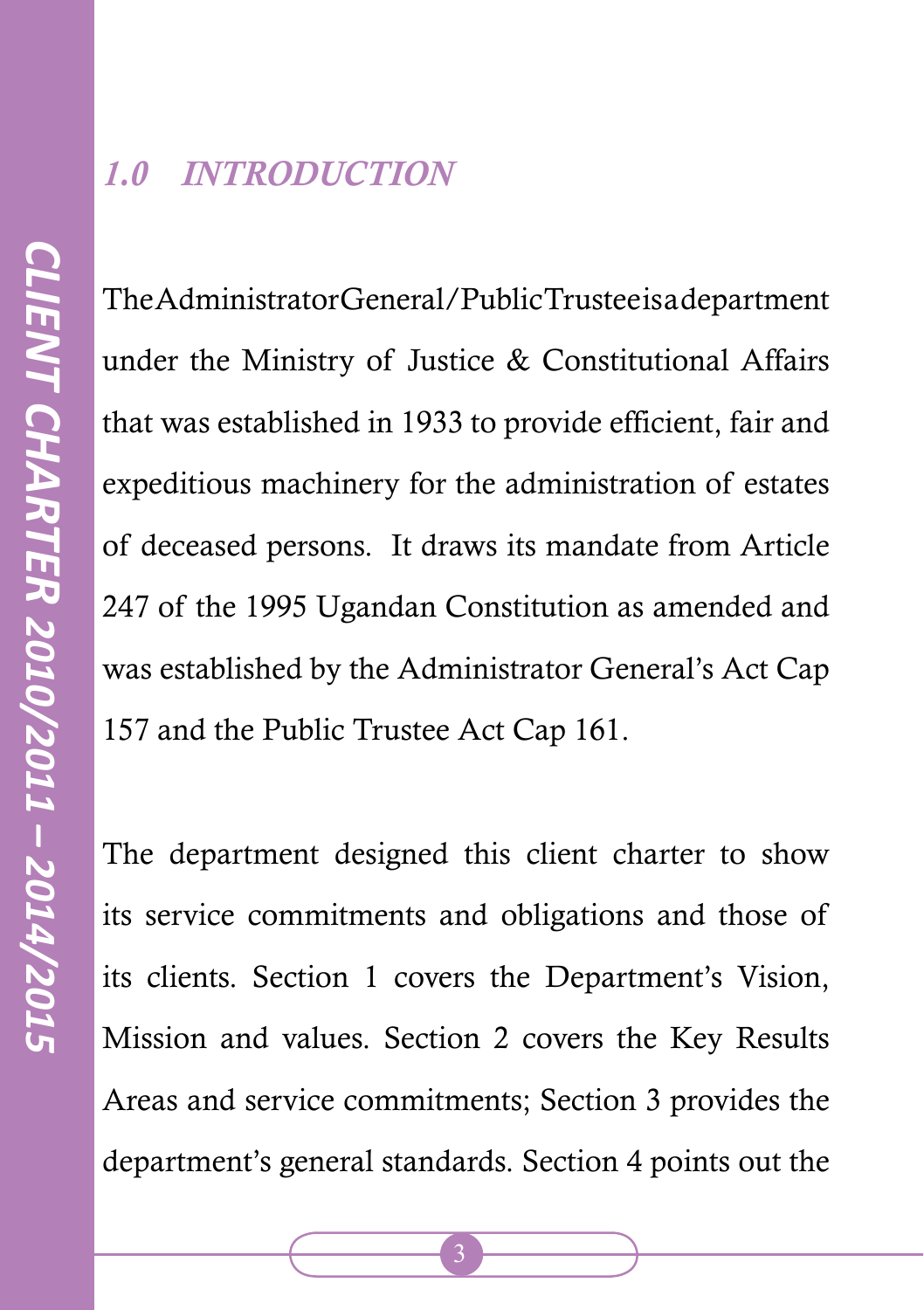## *1.0 INTRODUCTION*

The Administrator General/Public Trustee is a department under the Ministry of Justice & Constitutional Affairs that was established in 1933 to provide efficient, fair and expeditious machinery for the administration of estates of deceased persons. It draws its mandate from Article 247 of the 1995 Ugandan Constitution as amended and was established by the Administrator General's Act Cap 157 and the Public Trustee Act Cap 161.

The department designed this client charter to show its service commitments and obligations and those of its clients. Section 1 covers the Department's Vision, Mission and values. Section 2 covers the Key Results Areas and service commitments; Section 3 provides the department's general standards. Section 4 points out the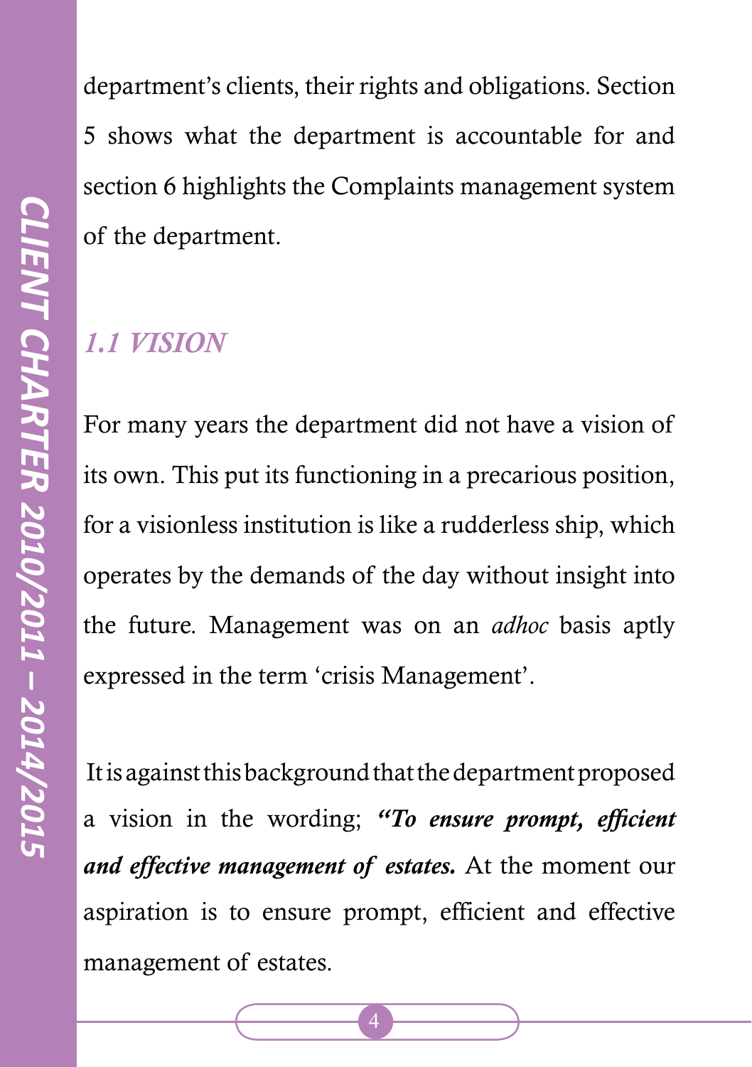department's clients, their rights and obligations. Section 5 shows what the department is accountable for and section 6 highlights the Complaints management system of the department.

## *1.1 VISION*

For many years the department did not have a vision of its own. This put its functioning in a precarious position, for a visionless institution is like a rudderless ship, which operates by the demands of the day without insight into the future. Management was on an *adhoc* basis aptly expressed in the term 'crisis Management'.

It is against this background that the department proposed a vision in the wording; ***"To ensure prompt, efficient and effective management of estates.*** At the moment our aspiration is to ensure prompt, efficient and effective management of estates.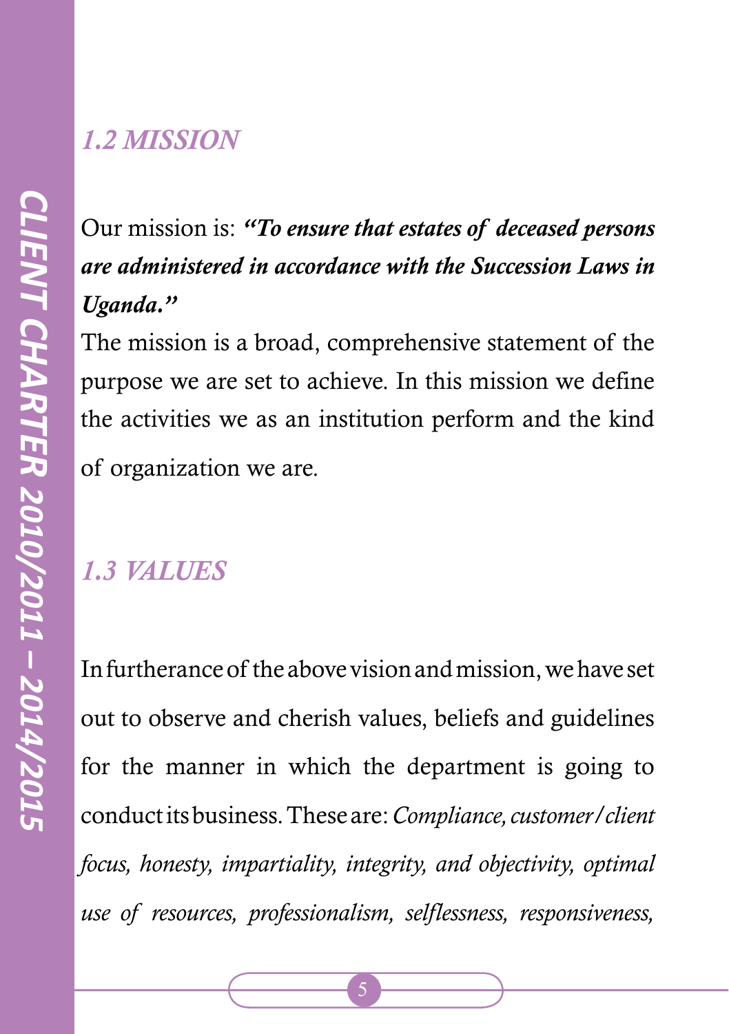## *1.2 MISSION*

Our mission is: ***"To ensure that estates of deceased persons are administered in accordance with the Succession Laws in Uganda."***

The mission is a broad, comprehensive statement of the purpose we are set to achieve. In this mission we define the activities we as an institution perform and the kind of organization we are.

## *1.3 VALUES*

In furtherance of the above vision and mission, we have set out to observe and cherish values, beliefs and guidelines for the manner in which the department is going to conduct its business. These are: *Compliance, customer/client focus, honesty, impartiality, integrity, and objectivity, optimal use of resources, professionalism, selflessness, responsiveness,*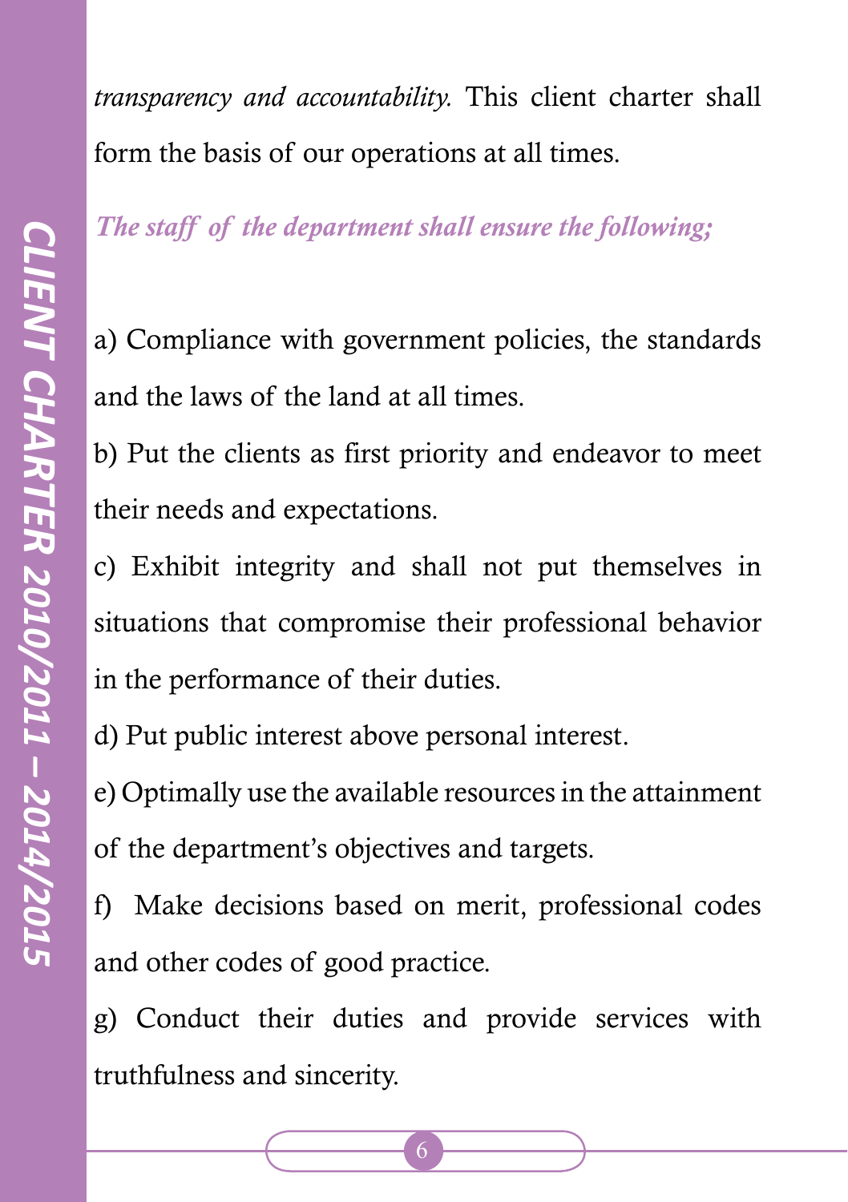*transparency and accountability.* This client charter shall form the basis of our operations at all times.

*The staff of the department shall ensure the following;*

a) Compliance with government policies, the standards and the laws of the land at all times.

b) Put the clients as first priority and endeavor to meet their needs and expectations.

c) Exhibit integrity and shall not put themselves in situations that compromise their professional behavior in the performance of their duties.

d) Put public interest above personal interest.

e) Optimally use the available resources in the attainment of the department's objectives and targets.

f) Make decisions based on merit, professional codes and other codes of good practice.

g) Conduct their duties and provide services with truthfulness and sincerity.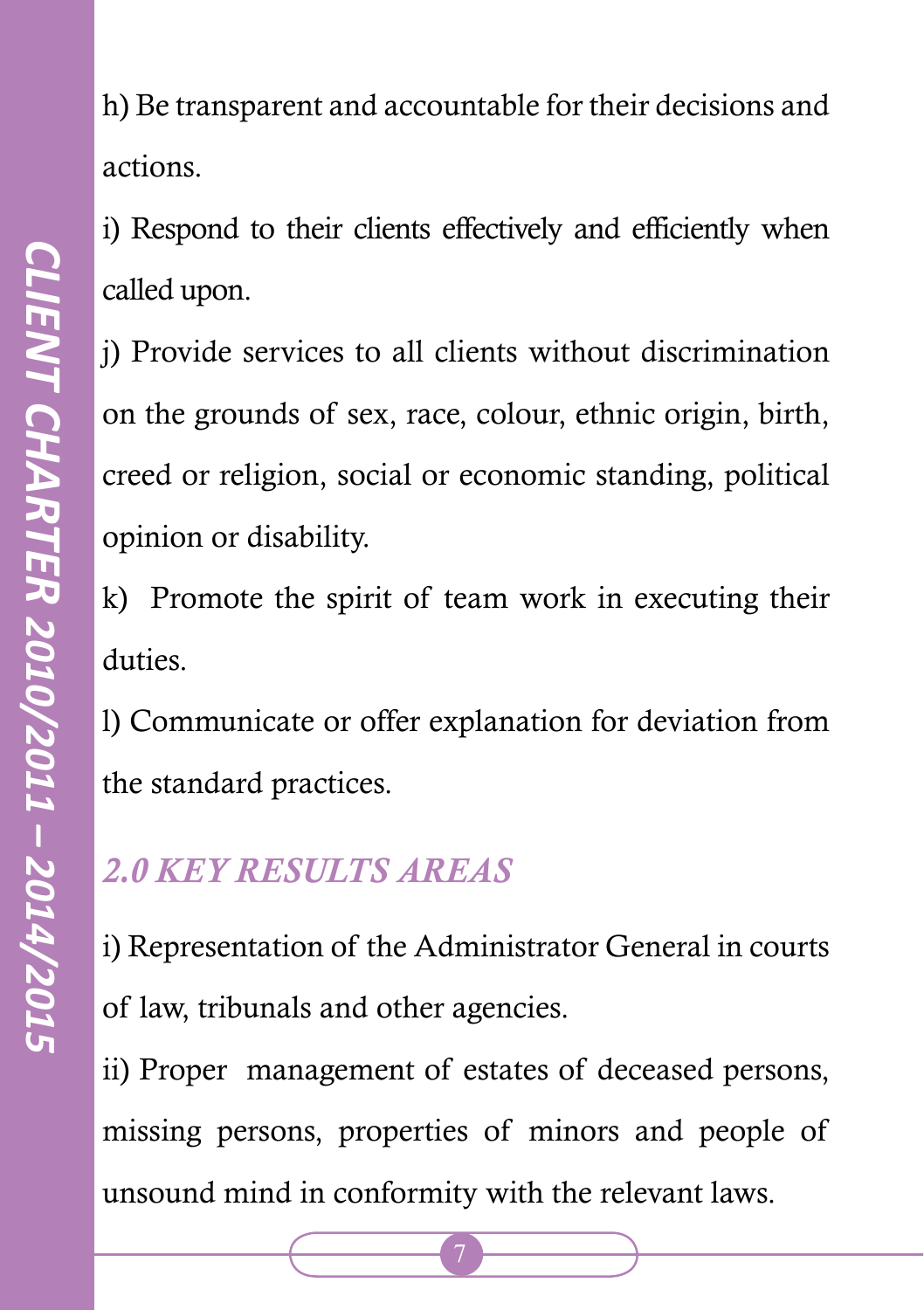h) Be transparent and accountable for their decisions and actions.

i) Respond to their clients effectively and efficiently when called upon.

j) Provide services to all clients without discrimination on the grounds of sex, race, colour, ethnic origin, birth, creed or religion, social or economic standing, political opinion or disability.

k) Promote the spirit of team work in executing their duties.

l) Communicate or offer explanation for deviation from the standard practices.

## *2.0 KEY RESULTS AREAS*

i) Representation of the Administrator General in courts of law, tribunals and other agencies.

ii) Proper management of estates of deceased persons, missing persons, properties of minors and people of unsound mind in conformity with the relevant laws.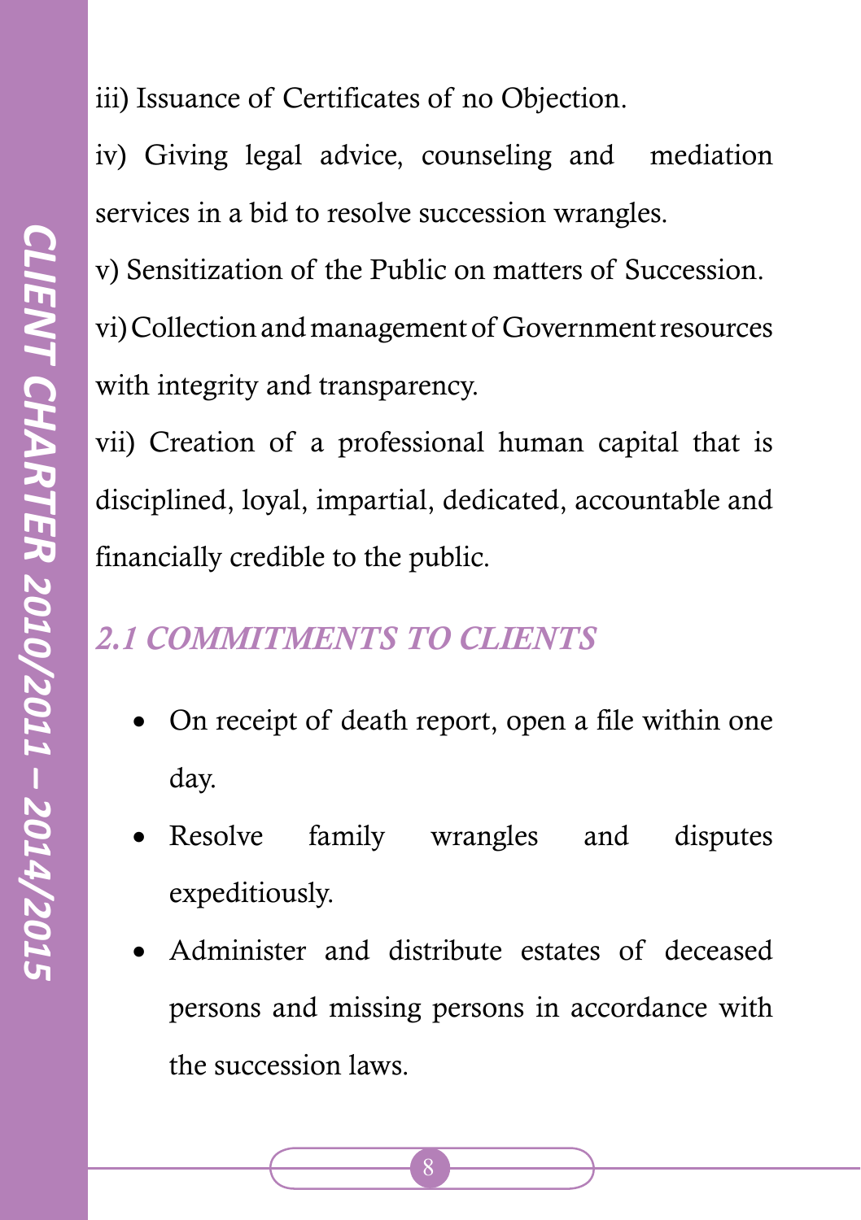iii) Issuance of Certificates of no Objection.

iv) Giving legal advice, counseling and mediation services in a bid to resolve succession wrangles.

v) Sensitization of the Public on matters of Succession.

vi) Collection and management of Government resources with integrity and transparency.

vii) Creation of a professional human capital that is disciplined, loyal, impartial, dedicated, accountable and financially credible to the public.

## *2.1 COMMITMENTS TO CLIENTS*

- On receipt of death report, open a file within one day.
- Resolve family wrangles and disputes expeditiously.
- Administer and distribute estates of deceased persons and missing persons in accordance with the succession laws.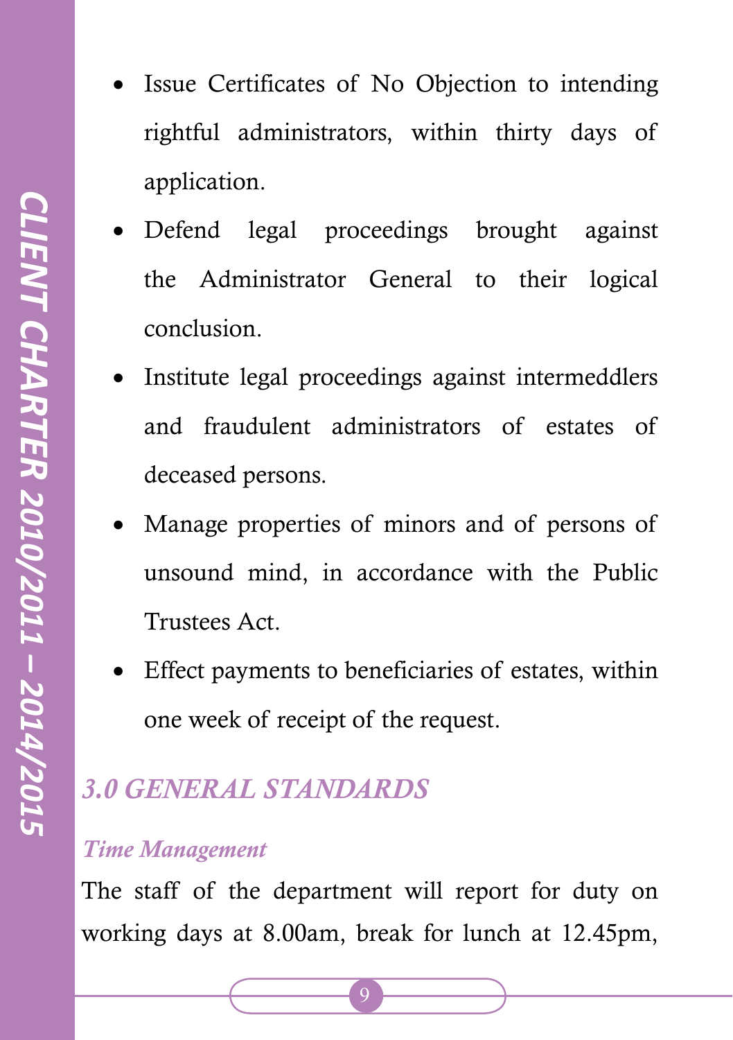- Issue Certificates of No Objection to intending rightful administrators, within thirty days of application.
- Defend legal proceedings brought against the Administrator General to their logical conclusion.
- Institute legal proceedings against intermeddlers and fraudulent administrators of estates of deceased persons.
- Manage properties of minors and of persons of unsound mind, in accordance with the Public Trustees Act.
- Effect payments to beneficiaries of estates, within one week of receipt of the request.

## *3.0 GENERAL STANDARDS*

### *Time Management*

The staff of the department will report for duty on working days at 8.00am, break for lunch at 12.45pm,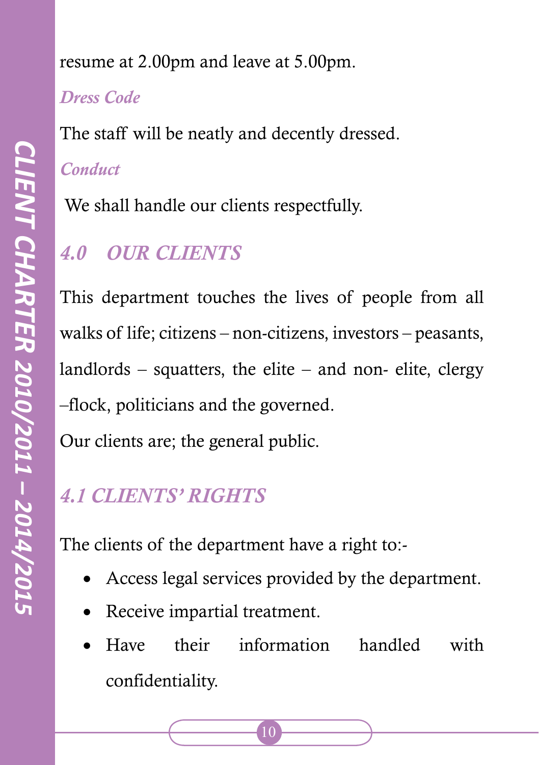resume at 2.00pm and leave at 5.00pm.

*Dress Code*

The staff will be neatly and decently dressed.

*Conduct*

We shall handle our clients respectfully.

## 4.0 OUR CLIENTS

This department touches the lives of people from all walks of life; citizens – non-citizens, investors – peasants, landlords – squatters, the elite – and non- elite, clergy –flock, politicians and the governed.

Our clients are; the general public.

## 4.1 CLIENTS' RIGHTS

The clients of the department have a right to:-

- Access legal services provided by the department.
- Receive impartial treatment.
- Have their information handled with confidentiality.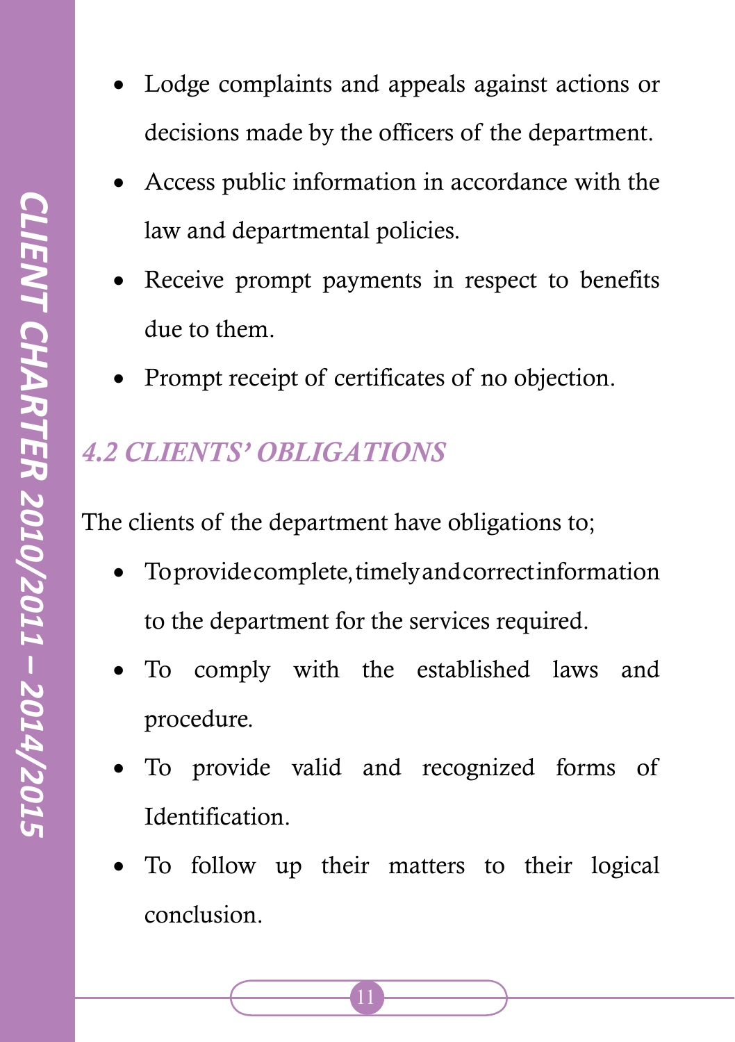- Lodge complaints and appeals against actions or decisions made by the officers of the department.
- Access public information in accordance with the law and departmental policies.
- Receive prompt payments in respect to benefits due to them.
- Prompt receipt of certificates of no objection.

## *4.2 CLIENTS' OBLIGATIONS*

The clients of the department have obligations to;

- To provide complete, timely and correct information to the department for the services required.
- To comply with the established laws and procedure.
- To provide valid and recognized forms of Identification.
- To follow up their matters to their logical conclusion.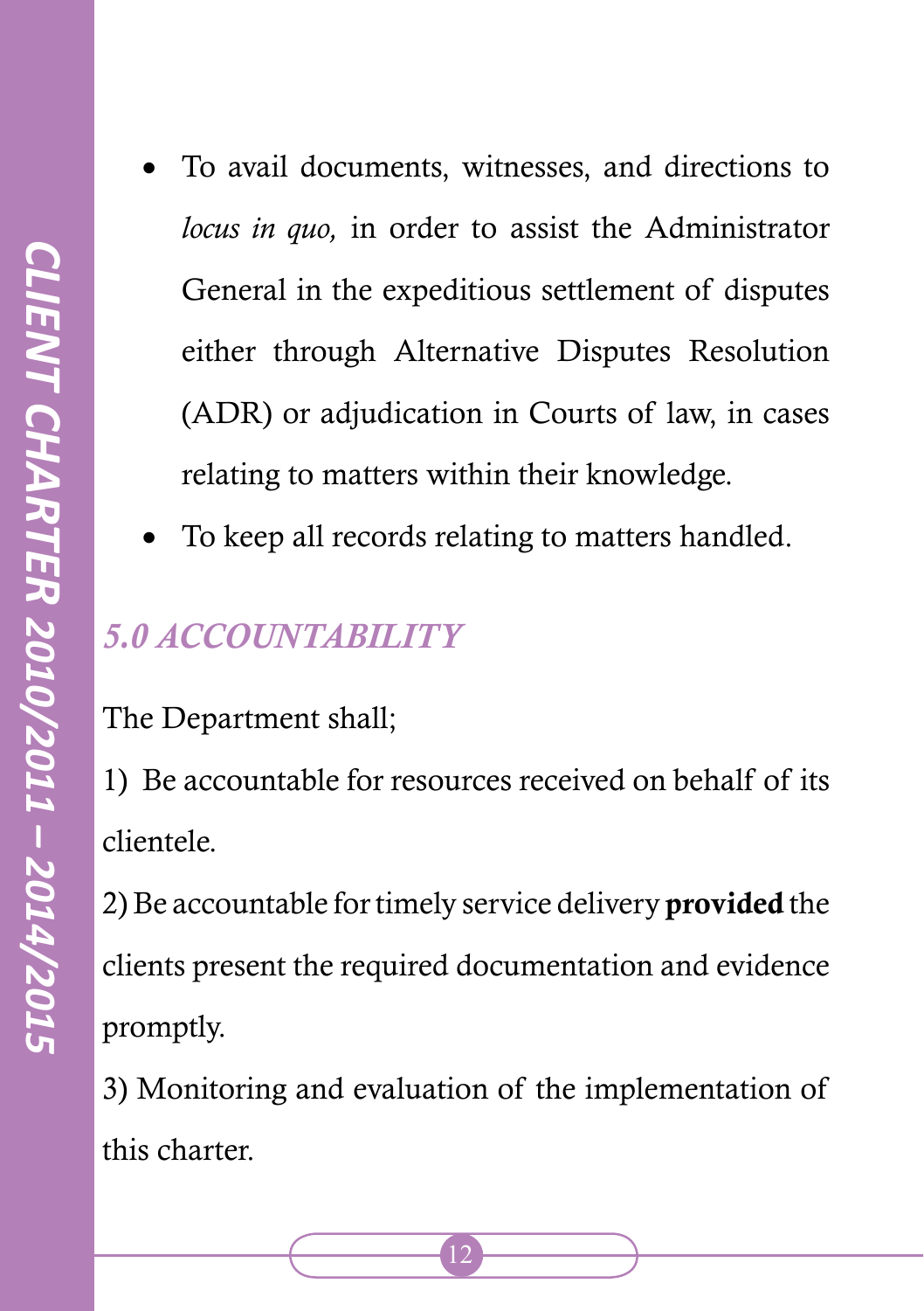- To avail documents, witnesses, and directions to *locus in quo,* in order to assist the Administrator General in the expeditious settlement of disputes either through Alternative Disputes Resolution (ADR) or adjudication in Courts of law, in cases relating to matters within their knowledge.
- To keep all records relating to matters handled.

## *5.0 ACCOUNTABILITY*

The Department shall;

1) Be accountable for resources received on behalf of its clientele.

2) Be accountable for timely service delivery **provided** the clients present the required documentation and evidence promptly.

3) Monitoring and evaluation of the implementation of this charter.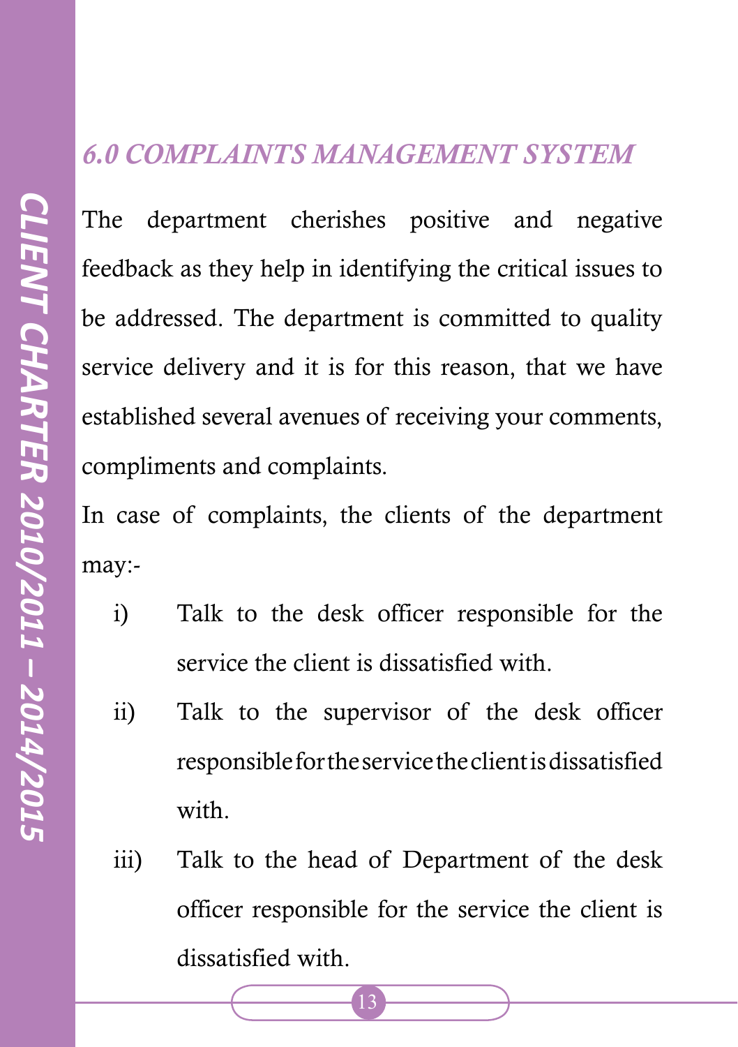## *6.0 COMPLAINTS MANAGEMENT SYSTEM*

The department cherishes positive and negative feedback as they help in identifying the critical issues to be addressed. The department is committed to quality service delivery and it is for this reason, that we have established several avenues of receiving your comments, compliments and complaints.

In case of complaints, the clients of the department may:-

i) Talk to the desk officer responsible for the service the client is dissatisfied with.

ii) Talk to the supervisor of the desk officer responsible for the service the client is dissatisfied with.

iii) Talk to the head of Department of the desk officer responsible for the service the client is dissatisfied with.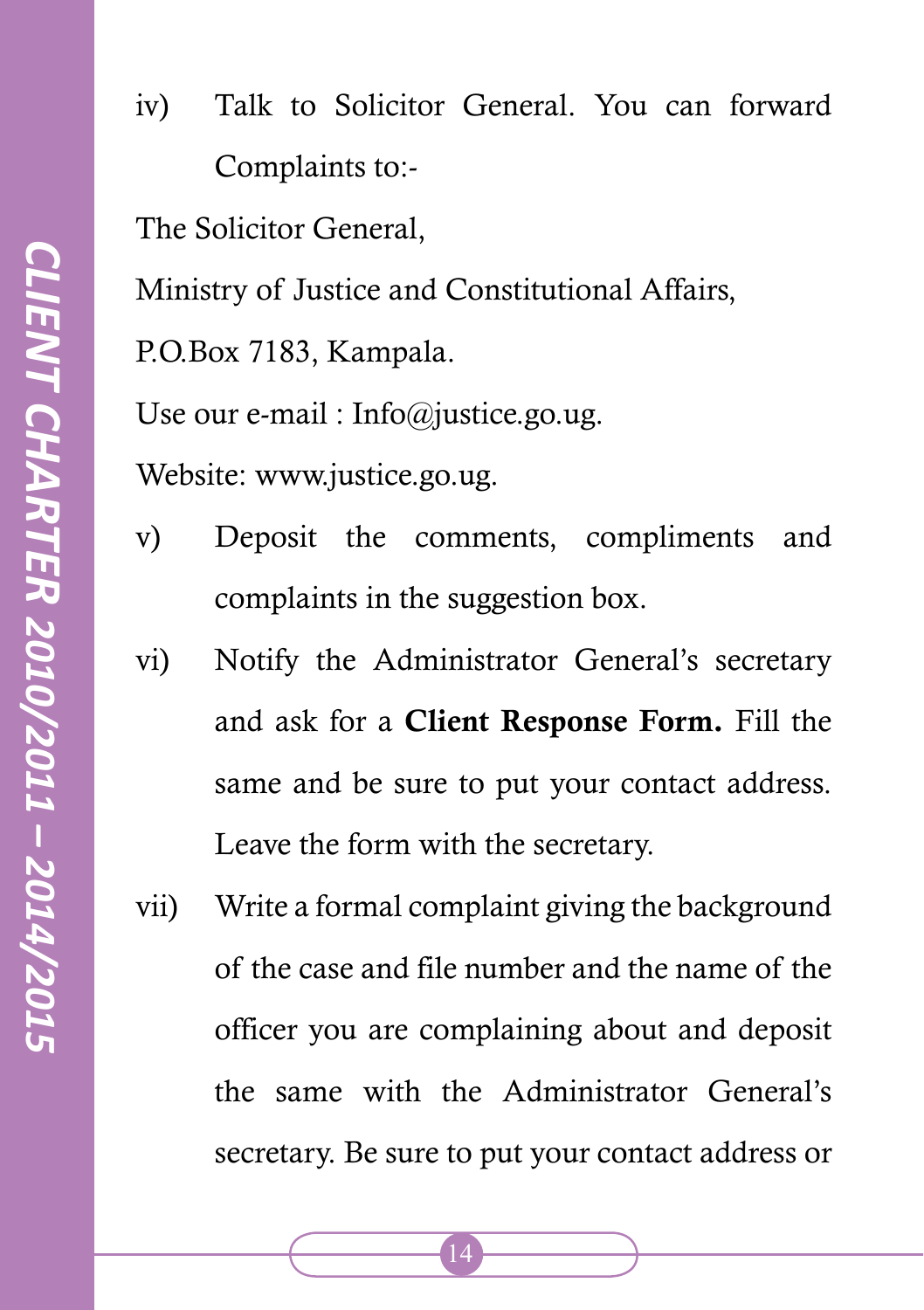iv) Talk to Solicitor General. You can forward Complaints to:-

The Solicitor General,

Ministry of Justice and Constitutional Affairs,

P.O.Box 7183, Kampala.

Use our e-mail : Info@justice.go.ug.

Website: www.justice.go.ug.

v) Deposit the comments, compliments and complaints in the suggestion box.

vi) Notify the Administrator General's secretary and ask for a **Client Response Form.** Fill the same and be sure to put your contact address. Leave the form with the secretary.

vii) Write a formal complaint giving the background of the case and file number and the name of the officer you are complaining about and deposit the same with the Administrator General's secretary. Be sure to put your contact address or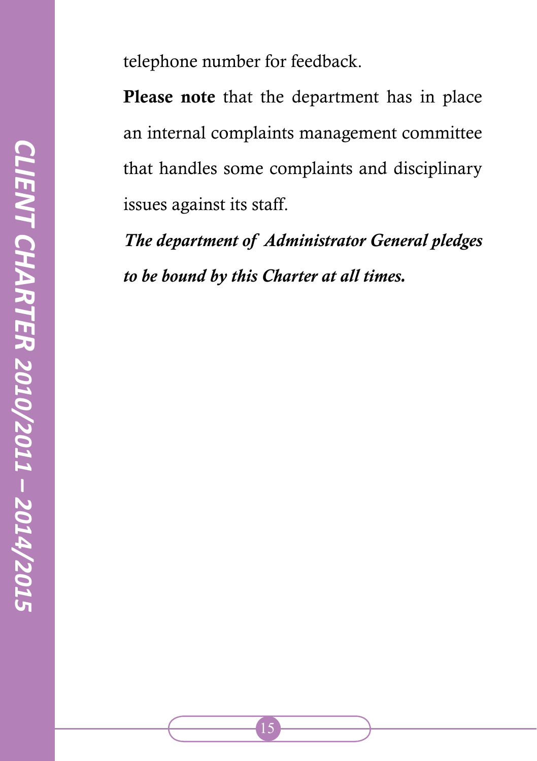telephone number for feedback.

**Please note** that the department has in place an internal complaints management committee that handles some complaints and disciplinary issues against its staff.

***The department of Administrator General pledges to be bound by this Charter at all times.***